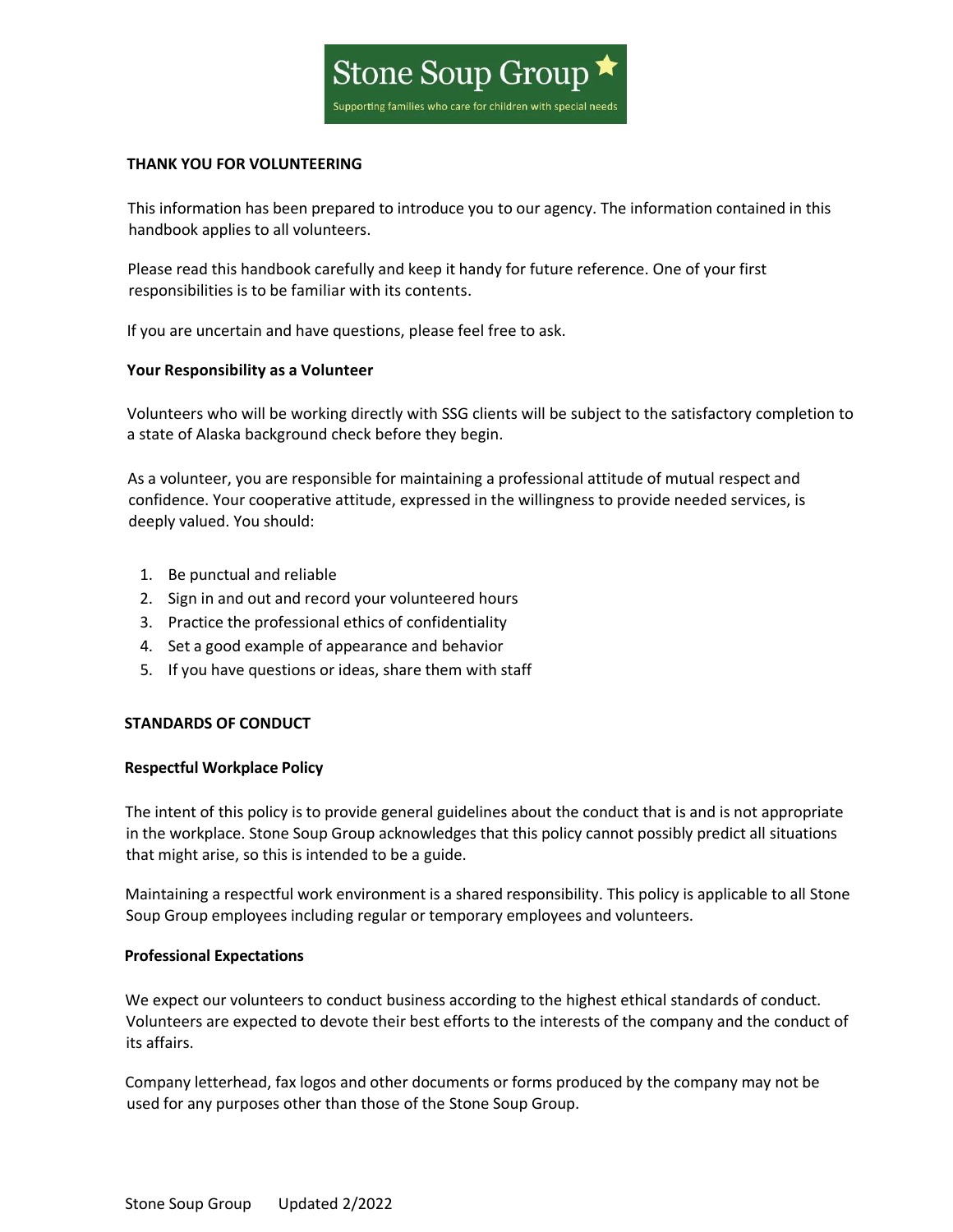Stone Soup Group

Supporting families who care for children with special needs

**THANK YOU FOR VOLUNTEERING**

This information has been prepared to introduce you to our agency. The information contained in this handbook applies to all volunteers.

Please read this handbook carefully and keep it handy for future reference. One of your first responsibilities is to be familiar with its contents.

If you are uncertain and have questions, please feel free to ask.

**Your Responsibility as a Volunteer**

Volunteers who will be working directly with SSG clients will be subject to the satisfactory completion to a state of Alaska background check before they begin.

As a volunteer, you are responsible for maintaining a professional attitude of mutual respect and confidence. Your cooperative attitude, expressed in the willingness to provide needed services, is deeply valued. You should:

1. Be punctual and reliable
2. Sign in and out and record your volunteered hours
3. Practice the professional ethics of confidentiality
4. Set a good example of appearance and behavior
5. If you have questions or ideas, share them with staff

**STANDARDS OF CONDUCT**

**Respectful Workplace Policy**

The intent of this policy is to provide general guidelines about the conduct that is and is not appropriate in the workplace. Stone Soup Group acknowledges that this policy cannot possibly predict all situations that might arise, so this is intended to be a guide.

Maintaining a respectful work environment is a shared responsibility. This policy is applicable to all Stone Soup Group employees including regular or temporary employees and volunteers.

**Professional Expectations**

We expect our volunteers to conduct business according to the highest ethical standards of conduct. Volunteers are expected to devote their best efforts to the interests of the company and the conduct of its affairs.

Company letterhead, fax logos and other documents or forms produced by the company may not be used for any purposes other than those of the Stone Soup Group.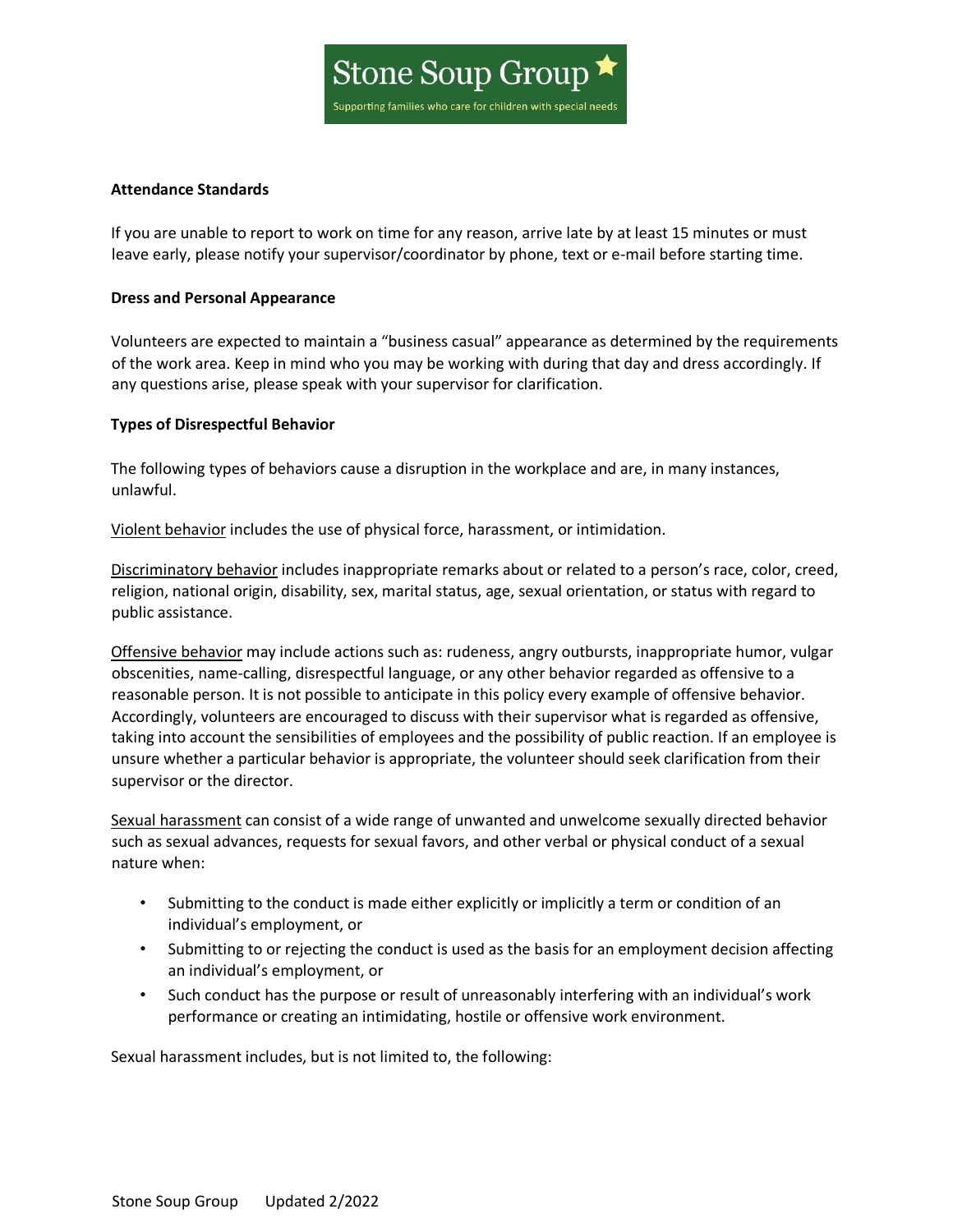**Attendance Standards**

If you are unable to report to work on time for any reason, arrive late by at least 15 minutes or must leave early, please notify your supervisor/coordinator by phone, text or e-mail before starting time.

**Dress and Personal Appearance**

Volunteers are expected to maintain a "business casual" appearance as determined by the requirements of the work area. Keep in mind who you may be working with during that day and dress accordingly. If any questions arise, please speak with your supervisor for clarification.

**Types of Disrespectful Behavior**

The following types of behaviors cause a disruption in the workplace and are, in many instances, unlawful.

<u>Violent behavior</u> includes the use of physical force, harassment, or intimidation.

<u>Discriminatory behavior</u> includes inappropriate remarks about or related to a person's race, color, creed, religion, national origin, disability, sex, marital status, age, sexual orientation, or status with regard to public assistance.

<u>Offensive behavior</u> may include actions such as: rudeness, angry outbursts, inappropriate humor, vulgar obscenities, name-calling, disrespectful language, or any other behavior regarded as offensive to a reasonable person. It is not possible to anticipate in this policy every example of offensive behavior. Accordingly, volunteers are encouraged to discuss with their supervisor what is regarded as offensive, taking into account the sensibilities of employees and the possibility of public reaction. If an employee is unsure whether a particular behavior is appropriate, the volunteer should seek clarification from their supervisor or the director.

<u>Sexual harassment</u> can consist of a wide range of unwanted and unwelcome sexually directed behavior such as sexual advances, requests for sexual favors, and other verbal or physical conduct of a sexual nature when:

- Submitting to the conduct is made either explicitly or implicitly a term or condition of an individual's employment, or
- Submitting to or rejecting the conduct is used as the basis for an employment decision affecting an individual's employment, or
- Such conduct has the purpose or result of unreasonably interfering with an individual's work performance or creating an intimidating, hostile or offensive work environment.

Sexual harassment includes, but is not limited to, the following: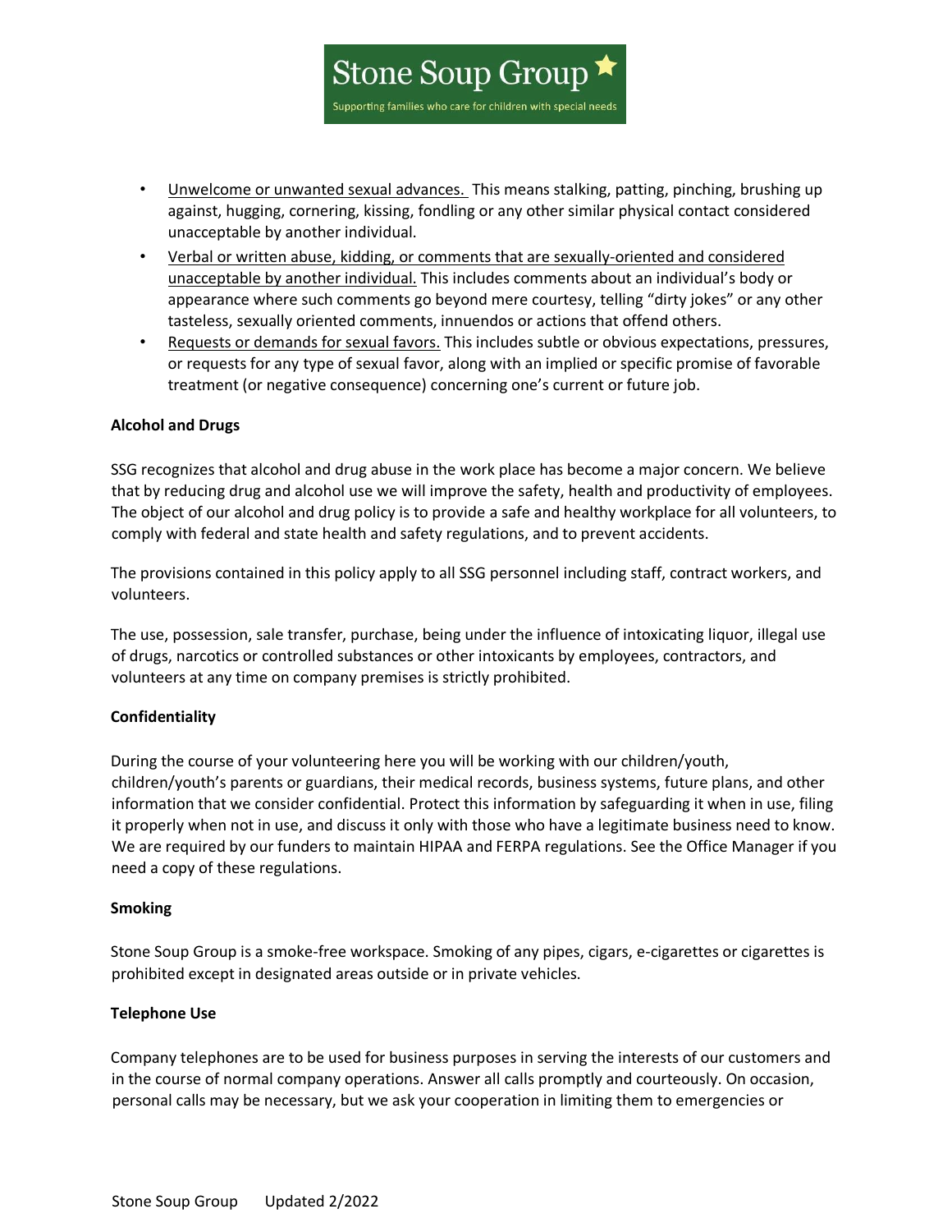- Unwelcome or unwanted sexual advances. This means stalking, patting, pinching, brushing up against, hugging, cornering, kissing, fondling or any other similar physical contact considered unacceptable by another individual.
- Verbal or written abuse, kidding, or comments that are sexually-oriented and considered unacceptable by another individual. This includes comments about an individual's body or appearance where such comments go beyond mere courtesy, telling "dirty jokes" or any other tasteless, sexually oriented comments, innuendos or actions that offend others.
- Requests or demands for sexual favors. This includes subtle or obvious expectations, pressures, or requests for any type of sexual favor, along with an implied or specific promise of favorable treatment (or negative consequence) concerning one's current or future job.

**Alcohol and Drugs**

SSG recognizes that alcohol and drug abuse in the work place has become a major concern. We believe that by reducing drug and alcohol use we will improve the safety, health and productivity of employees. The object of our alcohol and drug policy is to provide a safe and healthy workplace for all volunteers, to comply with federal and state health and safety regulations, and to prevent accidents.

The provisions contained in this policy apply to all SSG personnel including staff, contract workers, and volunteers.

The use, possession, sale transfer, purchase, being under the influence of intoxicating liquor, illegal use of drugs, narcotics or controlled substances or other intoxicants by employees, contractors, and volunteers at any time on company premises is strictly prohibited.

**Confidentiality**

During the course of your volunteering here you will be working with our children/youth, children/youth's parents or guardians, their medical records, business systems, future plans, and other information that we consider confidential. Protect this information by safeguarding it when in use, filing it properly when not in use, and discuss it only with those who have a legitimate business need to know. We are required by our funders to maintain HIPAA and FERPA regulations. See the Office Manager if you need a copy of these regulations.

**Smoking**

Stone Soup Group is a smoke-free workspace. Smoking of any pipes, cigars, e-cigarettes or cigarettes is prohibited except in designated areas outside or in private vehicles.

**Telephone Use**

Company telephones are to be used for business purposes in serving the interests of our customers and in the course of normal company operations. Answer all calls promptly and courteously. On occasion, personal calls may be necessary, but we ask your cooperation in limiting them to emergencies or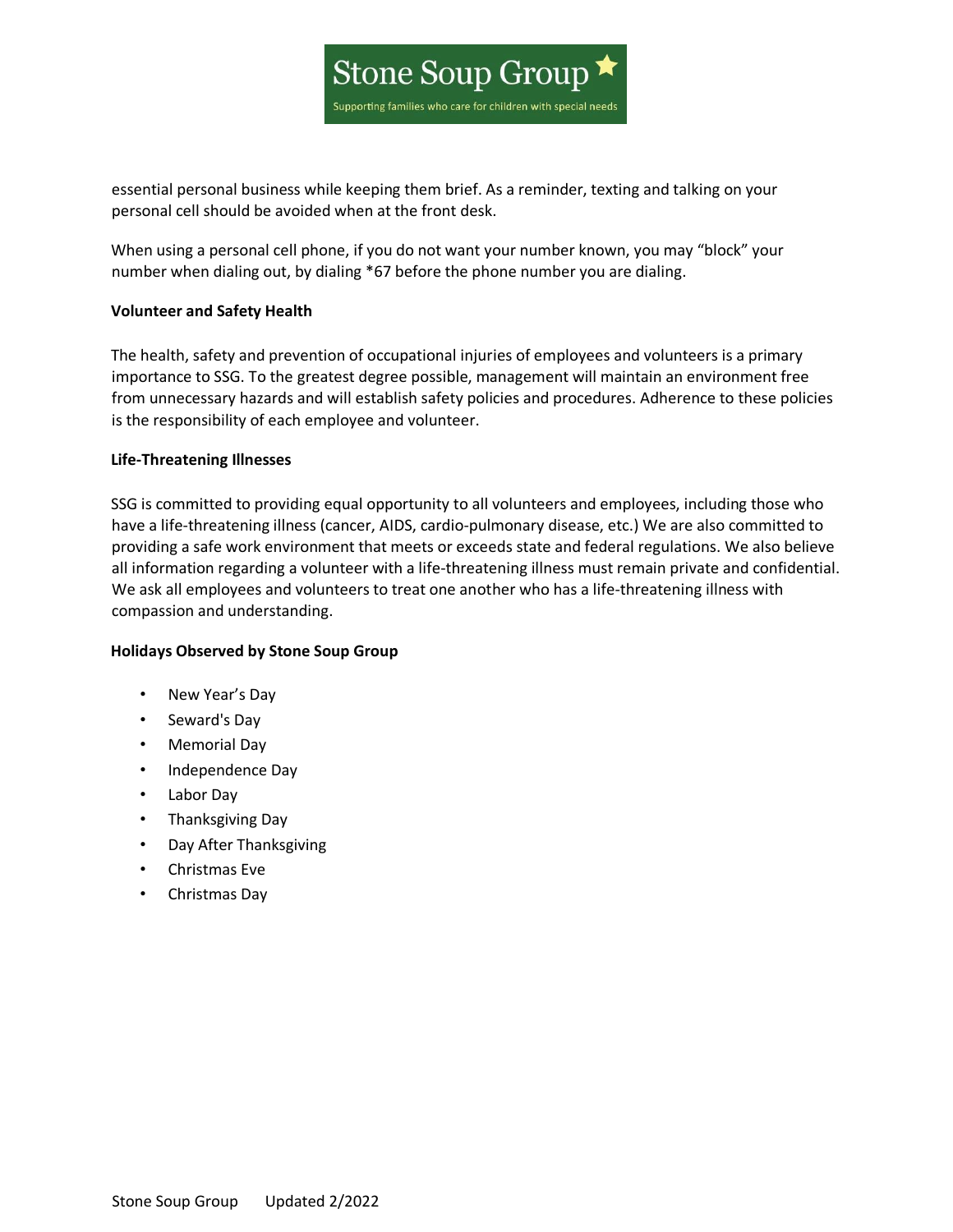essential personal business while keeping them brief. As a reminder, texting and talking on your personal cell should be avoided when at the front desk.

When using a personal cell phone, if you do not want your number known, you may "block" your number when dialing out, by dialing *67 before the phone number you are dialing.

**Volunteer and Safety Health**

The health, safety and prevention of occupational injuries of employees and volunteers is a primary importance to SSG. To the greatest degree possible, management will maintain an environment free from unnecessary hazards and will establish safety policies and procedures. Adherence to these policies is the responsibility of each employee and volunteer.

**Life-Threatening Illnesses**

SSG is committed to providing equal opportunity to all volunteers and employees, including those who have a life-threatening illness (cancer, AIDS, cardio-pulmonary disease, etc.) We are also committed to providing a safe work environment that meets or exceeds state and federal regulations. We also believe all information regarding a volunteer with a life-threatening illness must remain private and confidential. We ask all employees and volunteers to treat one another who has a life-threatening illness with compassion and understanding.

**Holidays Observed by Stone Soup Group**

- New Year's Day
- Seward's Day
- Memorial Day
- Independence Day
- Labor Day
- Thanksgiving Day
- Day After Thanksgiving
- Christmas Eve
- Christmas Day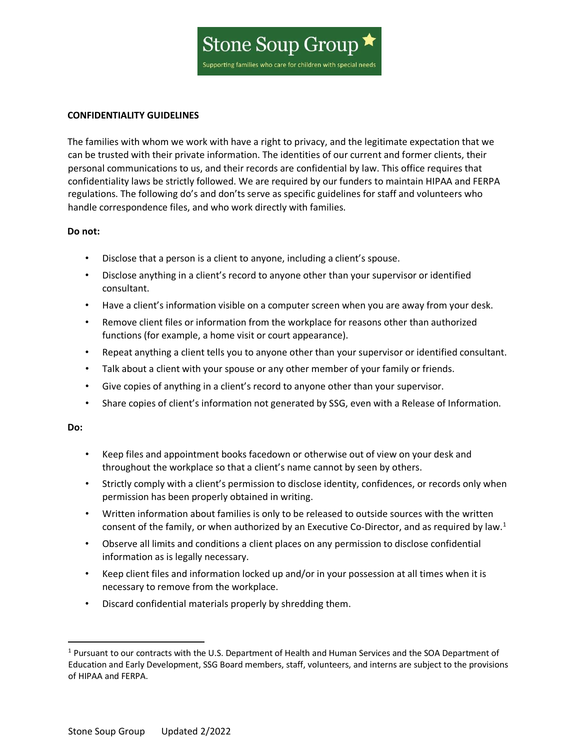Stone Soup Group

Supporting families who care for children with special needs

**CONFIDENTIALITY GUIDELINES**

The families with whom we work with have a right to privacy, and the legitimate expectation that we can be trusted with their private information. The identities of our current and former clients, their personal communications to us, and their records are confidential by law. This office requires that confidentiality laws be strictly followed. We are required by our funders to maintain HIPAA and FERPA regulations. The following do's and don'ts serve as specific guidelines for staff and volunteers who handle correspondence files, and who work directly with families.

**Do not:**

- Disclose that a person is a client to anyone, including a client's spouse.
- Disclose anything in a client's record to anyone other than your supervisor or identified consultant.
- Have a client's information visible on a computer screen when you are away from your desk.
- Remove client files or information from the workplace for reasons other than authorized functions (for example, a home visit or court appearance).
- Repeat anything a client tells you to anyone other than your supervisor or identified consultant.
- Talk about a client with your spouse or any other member of your family or friends.
- Give copies of anything in a client's record to anyone other than your supervisor.
- Share copies of client's information not generated by SSG, even with a Release of Information.

**Do:**

- Keep files and appointment books facedown or otherwise out of view on your desk and throughout the workplace so that a client's name cannot by seen by others.
- Strictly comply with a client's permission to disclose identity, confidences, or records only when permission has been properly obtained in writing.
- Written information about families is only to be released to outside sources with the written consent of the family, or when authorized by an Executive Co-Director, and as required by law.[1]
- Observe all limits and conditions a client places on any permission to disclose confidential information as is legally necessary.
- Keep client files and information locked up and/or in your possession at all times when it is necessary to remove from the workplace.
- Discard confidential materials properly by shredding them.

---

[1] Pursuant to our contracts with the U.S. Department of Health and Human Services and the SOA Department of Education and Early Development, SSG Board members, staff, volunteers, and interns are subject to the provisions of HIPAA and FERPA.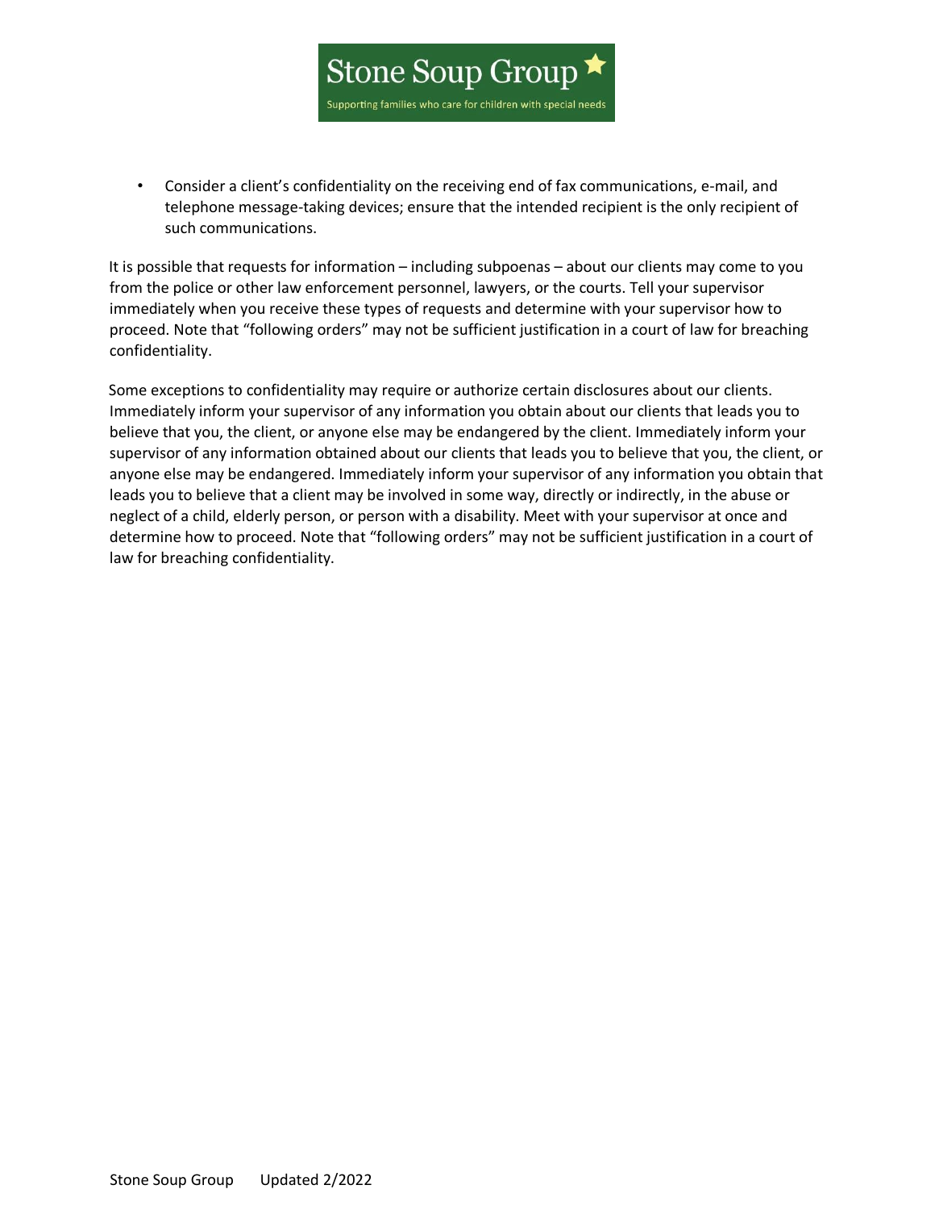- Consider a client's confidentiality on the receiving end of fax communications, e-mail, and telephone message-taking devices; ensure that the intended recipient is the only recipient of such communications.

It is possible that requests for information – including subpoenas – about our clients may come to you from the police or other law enforcement personnel, lawyers, or the courts. Tell your supervisor immediately when you receive these types of requests and determine with your supervisor how to proceed. Note that "following orders" may not be sufficient justification in a court of law for breaching confidentiality.

Some exceptions to confidentiality may require or authorize certain disclosures about our clients. Immediately inform your supervisor of any information you obtain about our clients that leads you to believe that you, the client, or anyone else may be endangered by the client. Immediately inform your supervisor of any information obtained about our clients that leads you to believe that you, the client, or anyone else may be endangered. Immediately inform your supervisor of any information you obtain that leads you to believe that a client may be involved in some way, directly or indirectly, in the abuse or neglect of a child, elderly person, or person with a disability. Meet with your supervisor at once and determine how to proceed. Note that "following orders" may not be sufficient justification in a court of law for breaching confidentiality.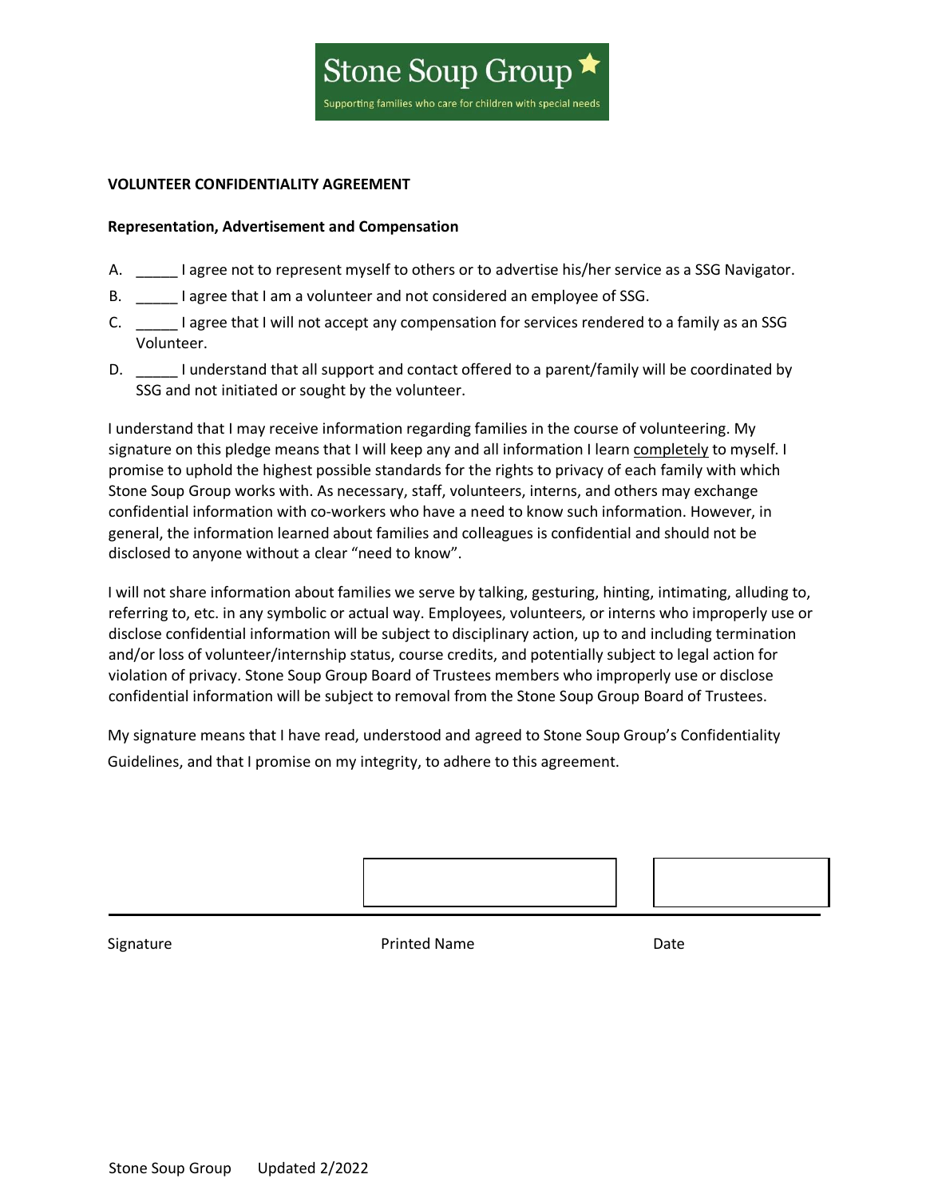Stone Soup Group
Supporting families who care for children with special needs

**VOLUNTEER CONFIDENTIALITY AGREEMENT**

**Representation, Advertisement and Compensation**

A. _____ I agree not to represent myself to others or to advertise his/her service as a SSG Navigator.

B. _____ I agree that I am a volunteer and not considered an employee of SSG.

C. _____ I agree that I will not accept any compensation for services rendered to a family as an SSG Volunteer.

D. _____ I understand that all support and contact offered to a parent/family will be coordinated by SSG and not initiated or sought by the volunteer.

I understand that I may receive information regarding families in the course of volunteering. My signature on this pledge means that I will keep any and all information I learn <u>completely</u> to myself. I promise to uphold the highest possible standards for the rights to privacy of each family with which Stone Soup Group works with. As necessary, staff, volunteers, interns, and others may exchange confidential information with co-workers who have a need to know such information. However, in general, the information learned about families and colleagues is confidential and should not be disclosed to anyone without a clear "need to know".

I will not share information about families we serve by talking, gesturing, hinting, intimating, alluding to, referring to, etc. in any symbolic or actual way. Employees, volunteers, or interns who improperly use or disclose confidential information will be subject to disciplinary action, up to and including termination and/or loss of volunteer/internship status, course credits, and potentially subject to legal action for violation of privacy. Stone Soup Group Board of Trustees members who improperly use or disclose confidential information will be subject to removal from the Stone Soup Group Board of Trustees.

My signature means that I have read, understood and agreed to Stone Soup Group's Confidentiality Guidelines, and that I promise on my integrity, to adhere to this agreement.

Signature                    Printed Name                    Date

Stone Soup Group    Updated 2/2022